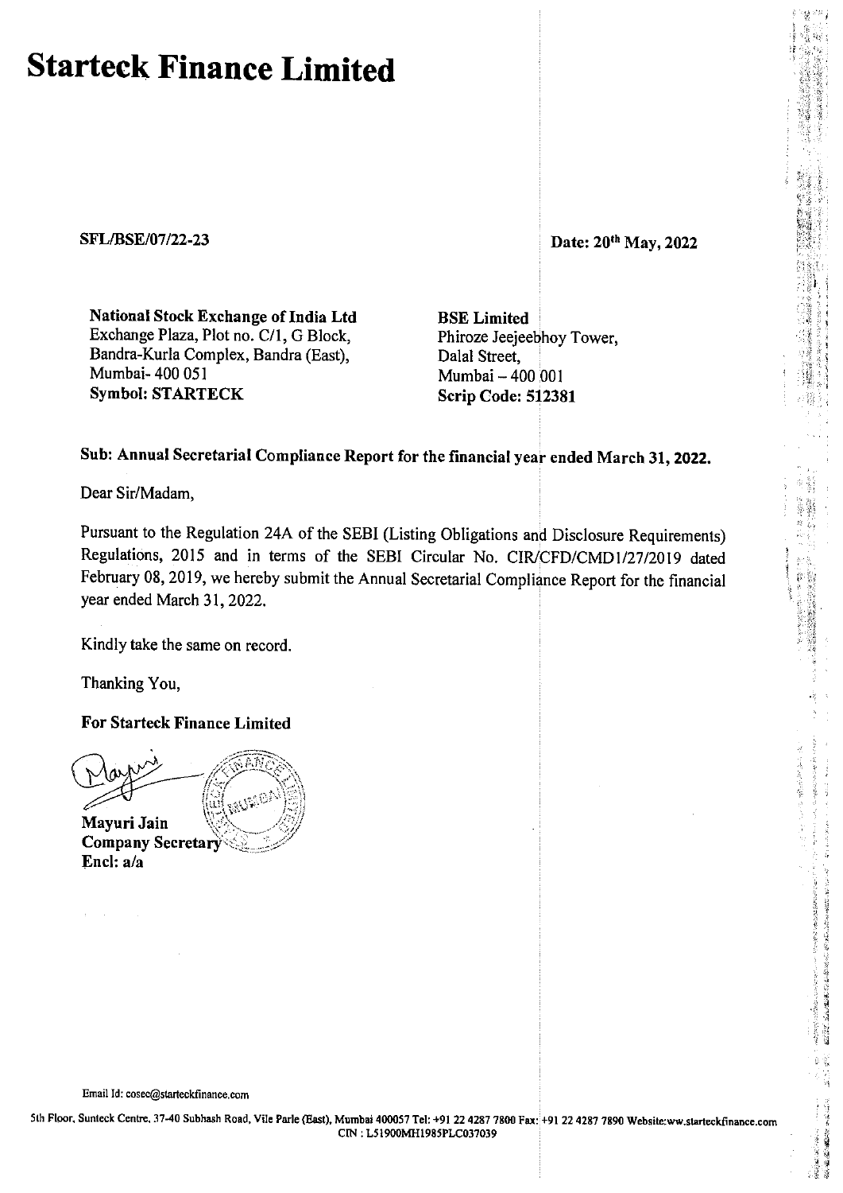# Starteck Finance Limited

**SFL/BSE/07/22-23**

**Date: 20th May, 2022**

**National Stock Exchange of India Ltd**
Exchange Plaza, Plot no. C/1, G Block,
Bandra-Kurla Complex, Bandra (East),
Mumbai- 400 051
**Symbol: STARTECK**

**BSE Limited**
Phiroze Jeejeebhoy Tower,
Dalal Street,
Mumbai – 400 001
**Scrip Code: 512381**

**Sub: Annual Secretarial Compliance Report for the financial year ended March 31, 2022.**

Dear Sir/Madam,

Pursuant to the Regulation 24A of the SEBI (Listing Obligations and Disclosure Requirements) Regulations, 2015 and in terms of the SEBI Circular No. CIR/CFD/CMD1/27/2019 dated February 08, 2019, we hereby submit the Annual Secretarial Compliance Report for the financial year ended March 31, 2022.

Kindly take the same on record.

Thanking You,

**For Starteck Finance Limited**

**Mayuri Jain**
**Company Secretary**
**Encl: a/a**

Email Id: cosec@starteckfinance.com

5th Floor, Sunteck Centre, 37-40 Subhash Road, Vile Parle (East), Mumbai 400057 Tel: +91 22 4287 7800 Fax: +91 22 4287 7890 Website:ww.starteckfinance.com
CIN : L51900MH1985PLC037039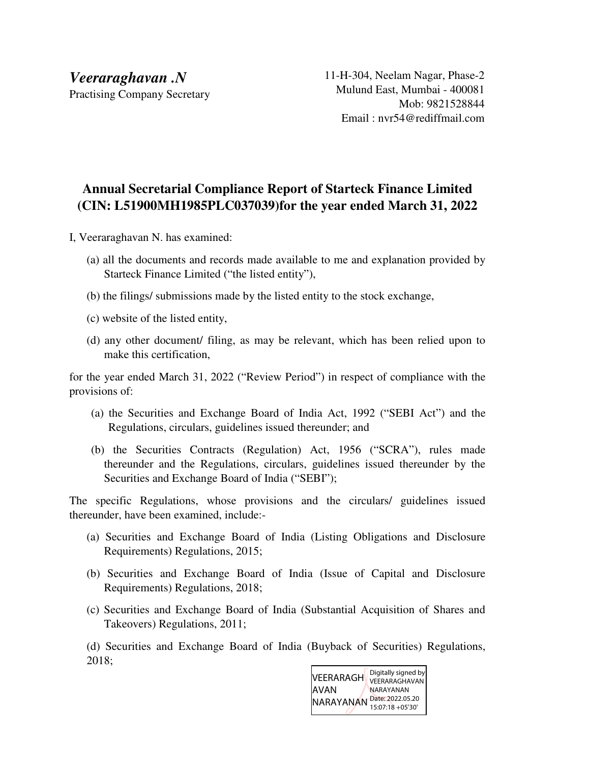*Veeraraghavan .N*
Practising Company Secretary

11-H-304, Neelam Nagar, Phase-2
Mulund East, Mumbai - 400081
Mob: 9821528844
Email : nvr54@rediffmail.com

## Annual Secretarial Compliance Report of Starteck Finance Limited (CIN: L51900MH1985PLC037039)for the year ended March 31, 2022

I, Veeraraghavan N. has examined:

(a) all the documents and records made available to me and explanation provided by Starteck Finance Limited ("the listed entity"),

(b) the filings/ submissions made by the listed entity to the stock exchange,

(c) website of the listed entity,

(d) any other document/ filing, as may be relevant, which has been relied upon to make this certification,

for the year ended March 31, 2022 ("Review Period") in respect of compliance with the provisions of:

(a) the Securities and Exchange Board of India Act, 1992 ("SEBI Act") and the Regulations, circulars, guidelines issued thereunder; and

(b) the Securities Contracts (Regulation) Act, 1956 ("SCRA"), rules made thereunder and the Regulations, circulars, guidelines issued thereunder by the Securities and Exchange Board of India ("SEBI");

The specific Regulations, whose provisions and the circulars/ guidelines issued thereunder, have been examined, include:-

(a) Securities and Exchange Board of India (Listing Obligations and Disclosure Requirements) Regulations, 2015;

(b) Securities and Exchange Board of India (Issue of Capital and Disclosure Requirements) Regulations, 2018;

(c) Securities and Exchange Board of India (Substantial Acquisition of Shares and Takeovers) Regulations, 2011;

(d) Securities and Exchange Board of India (Buyback of Securities) Regulations, 2018;

VEERARAGHAVAN NARAYANAN
Digitally signed by VEERARAGHAVAN NARAYANAN
Date: 2022.05.20 15:07:18 +05'30'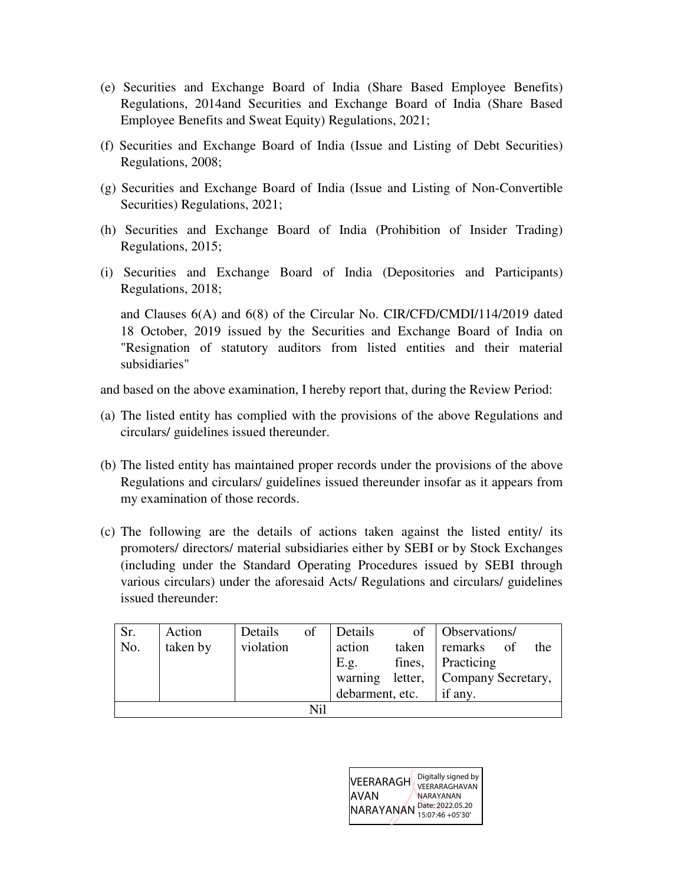(e) Securities and Exchange Board of India (Share Based Employee Benefits) Regulations, 2014and Securities and Exchange Board of India (Share Based Employee Benefits and Sweat Equity) Regulations, 2021;

(f) Securities and Exchange Board of India (Issue and Listing of Debt Securities) Regulations, 2008;

(g) Securities and Exchange Board of India (Issue and Listing of Non-Convertible Securities) Regulations, 2021;

(h) Securities and Exchange Board of India (Prohibition of Insider Trading) Regulations, 2015;

(i) Securities and Exchange Board of India (Depositories and Participants) Regulations, 2018;

and Clauses 6(A) and 6(8) of the Circular No. CIR/CFD/CMDI/114/2019 dated 18 October, 2019 issued by the Securities and Exchange Board of India on "Resignation of statutory auditors from listed entities and their material subsidiaries"

and based on the above examination, I hereby report that, during the Review Period:

(a) The listed entity has complied with the provisions of the above Regulations and circulars/ guidelines issued thereunder.

(b) The listed entity has maintained proper records under the provisions of the above Regulations and circulars/ guidelines issued thereunder insofar as it appears from my examination of those records.

(c) The following are the details of actions taken against the listed entity/ its promoters/ directors/ material subsidiaries either by SEBI or by Stock Exchanges (including under the Standard Operating Procedures issued by SEBI through various circulars) under the aforesaid Acts/ Regulations and circulars/ guidelines issued thereunder:

| Sr. No. | Action taken by | Details of violation | Details of action taken E.g. fines, warning letter, debarment, etc. | Observations/ remarks of the Practicing Company Secretary, if any. |
|---|---|---|---|---|
| Nil | | | | |

VEERARAGHAVAN NARAYANAN
Digitally signed by VEERARAGHAVAN NARAYANAN
Date: 2022.05.20 15:07:46 +05'30'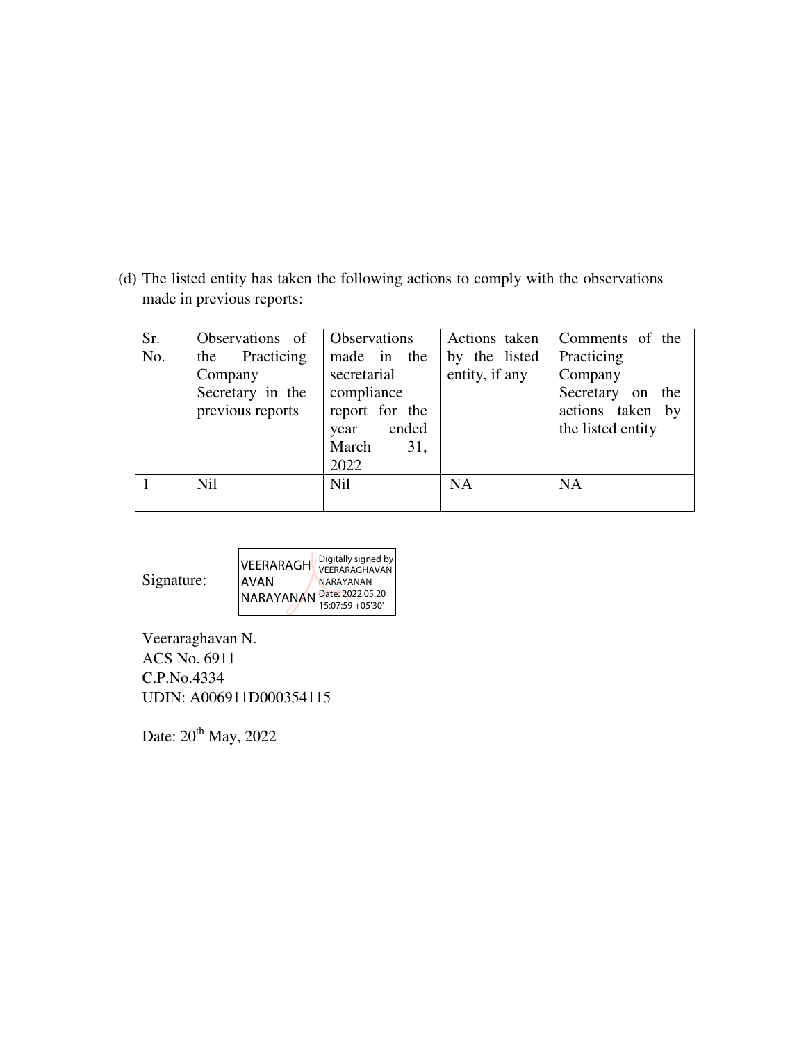(d) The listed entity has taken the following actions to comply with the observations made in previous reports:

| Sr. No. | Observations of the Practicing Company Secretary in the previous reports | Observations made in the secretarial compliance report for the year ended March 31, 2022 | Actions taken by the listed entity, if any | Comments of the Practicing Company Secretary on the actions taken by the listed entity |
|---|---|---|---|---|
| 1 | Nil | Nil | NA | NA |

Signature:

VEERARAGHAVAN NARAYANAN
Digitally signed by VEERARAGHAVAN NARAYANAN
Date: 2022.05.20 15:07:59 +05'30'

Veeraraghavan N.
ACS No. 6911
C.P.No.4334
UDIN: A006911D000354115

Date: 20th May, 2022